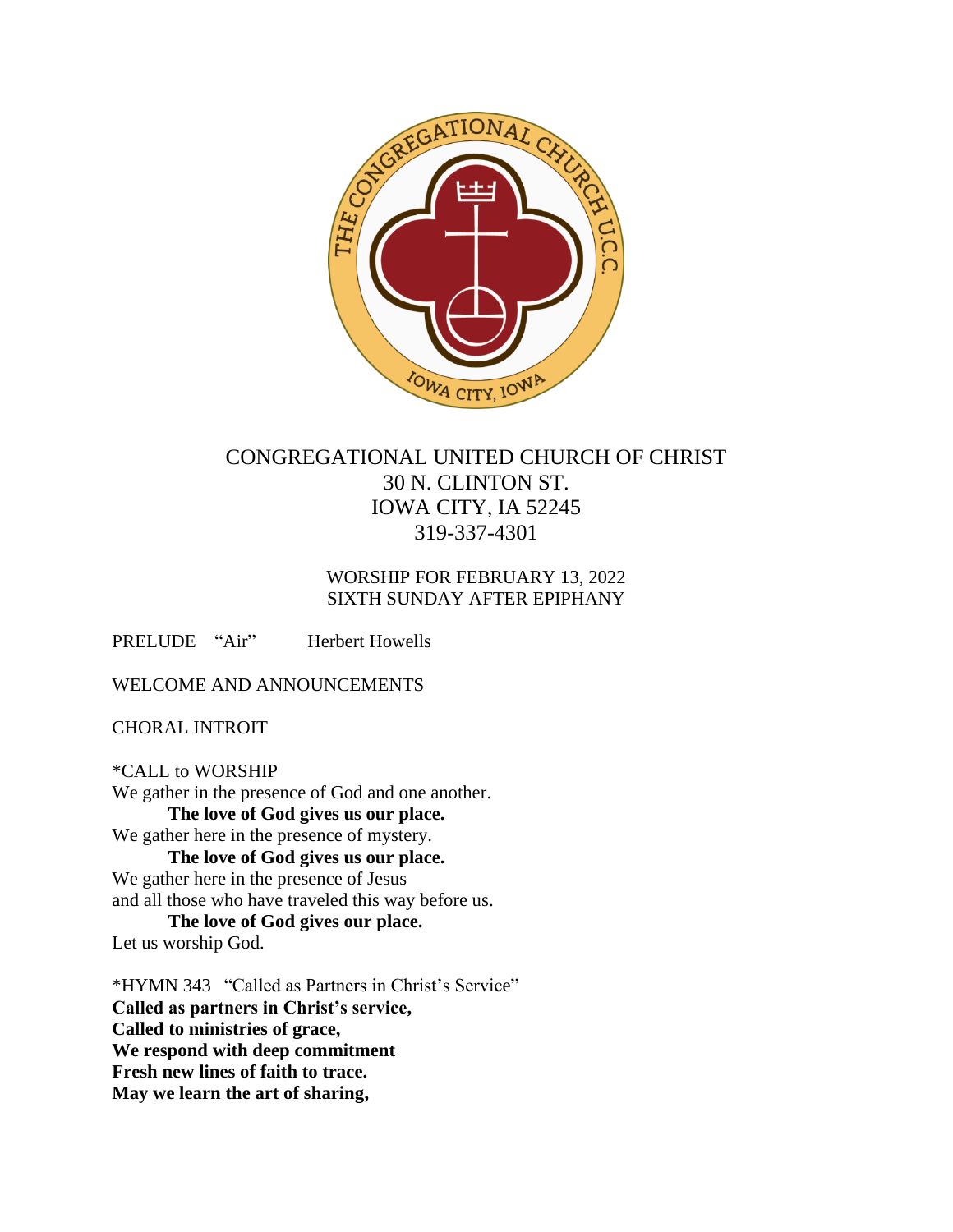CONGREGATIONAL UNITED CHURCH OF CHRIST
30 N. CLINTON ST.
IOWA CITY, IA 52245
319-337-4301

WORSHIP FOR FEBRUARY 13, 2022
SIXTH SUNDAY AFTER EPIPHANY

PRELUDE "Air" Herbert Howells

WELCOME AND ANNOUNCEMENTS

CHORAL INTROIT

*CALL to WORSHIP
We gather in the presence of God and one another.
**The love of God gives us our place.**
We gather here in the presence of mystery.
**The love of God gives us our place.**
We gather here in the presence of Jesus
and all those who have traveled this way before us.
**The love of God gives our place.**
Let us worship God.

*HYMN 343 "Called as Partners in Christ's Service"
**Called as partners in Christ's service,**
**Called to ministries of grace,**
**We respond with deep commitment**
**Fresh new lines of faith to trace.**
**May we learn the art of sharing,**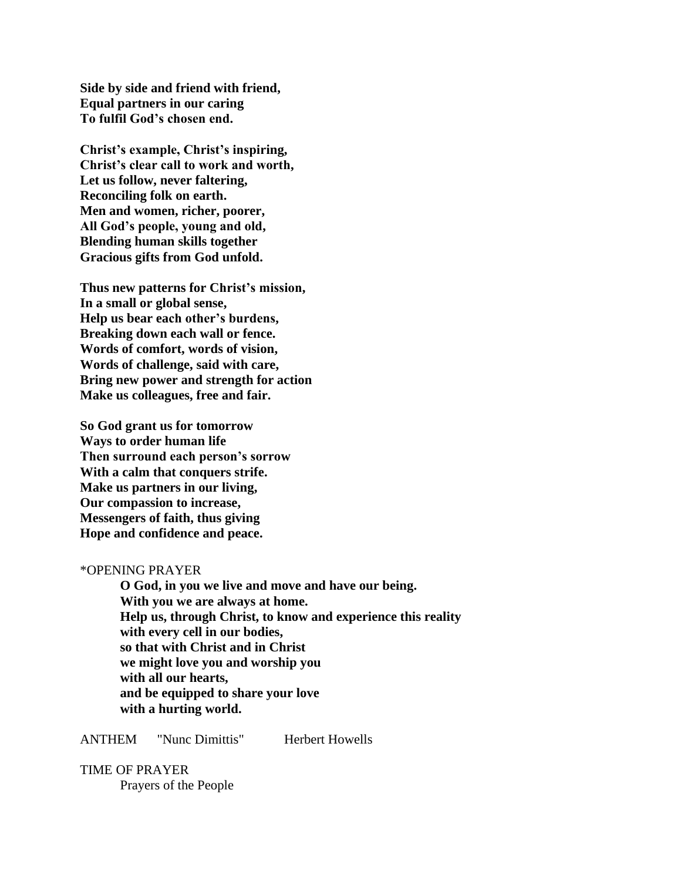**Side by side and friend with friend,**
**Equal partners in our caring**
**To fulfil God's chosen end.**

**Christ's example, Christ's inspiring,**
**Christ's clear call to work and worth,**
**Let us follow, never faltering,**
**Reconciling folk on earth.**
**Men and women, richer, poorer,**
**All God's people, young and old,**
**Blending human skills together**
**Gracious gifts from God unfold.**

**Thus new patterns for Christ's mission,**
**In a small or global sense,**
**Help us bear each other's burdens,**
**Breaking down each wall or fence.**
**Words of comfort, words of vision,**
**Words of challenge, said with care,**
**Bring new power and strength for action**
**Make us colleagues, free and fair.**

**So God grant us for tomorrow**
**Ways to order human life**
**Then surround each person's sorrow**
**With a calm that conquers strife.**
**Make us partners in our living,**
**Our compassion to increase,**
**Messengers of faith, thus giving**
**Hope and confidence and peace.**

*OPENING PRAYER

**O God, in you we live and move and have our being.**
**With you we are always at home.**
**Help us, through Christ, to know and experience this reality**
**with every cell in our bodies,**
**so that with Christ and in Christ**
**we might love you and worship you**
**with all our hearts,**
**and be equipped to share your love**
**with a hurting world.**

ANTHEM "Nunc Dimittis" Herbert Howells

TIME OF PRAYER

Prayers of the People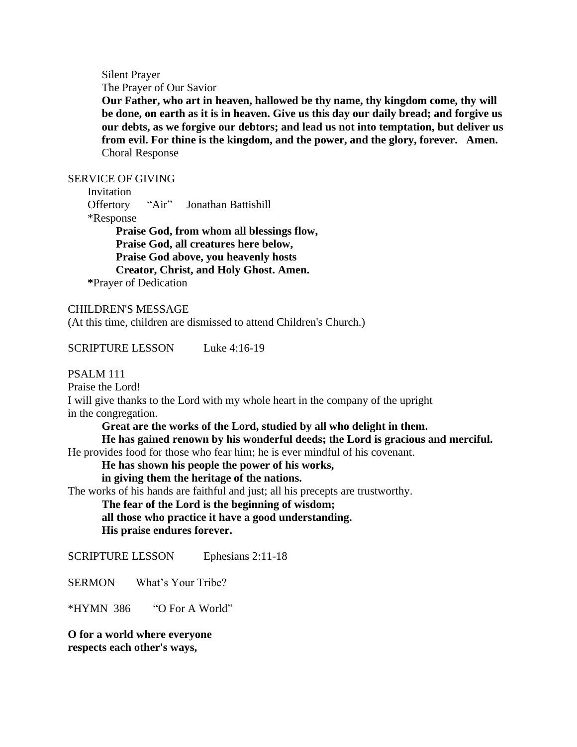Silent Prayer
The Prayer of Our Savior
**Our Father, who art in heaven, hallowed be thy name, thy kingdom come, thy will be done, on earth as it is in heaven. Give us this day our daily bread; and forgive us our debts, as we forgive our debtors; and lead us not into temptation, but deliver us from evil. For thine is the kingdom, and the power, and the glory, forever. Amen.**
Choral Response

SERVICE OF GIVING

Invitation
Offertory "Air" Jonathan Battishill
*Response

**Praise God, from whom all blessings flow,**
**Praise God, all creatures here below,**
**Praise God above, you heavenly hosts**
**Creator, Christ, and Holy Ghost. Amen.**

*Prayer of Dedication

CHILDREN'S MESSAGE
(At this time, children are dismissed to attend Children's Church.)

SCRIPTURE LESSON Luke 4:16-19

PSALM 111
Praise the Lord!
I will give thanks to the Lord with my whole heart in the company of the upright in the congregation.

**Great are the works of the Lord, studied by all who delight in them.**
**He has gained renown by his wonderful deeds; the Lord is gracious and merciful.**

He provides food for those who fear him; he is ever mindful of his covenant.

**He has shown his people the power of his works,**
**in giving them the heritage of the nations.**

The works of his hands are faithful and just; all his precepts are trustworthy.

**The fear of the Lord is the beginning of wisdom;**
**all those who practice it have a good understanding.**
**His praise endures forever.**

SCRIPTURE LESSON Ephesians 2:11-18

SERMON What's Your Tribe?

*HYMN 386 "O For A World"

**O for a world where everyone**
**respects each other's ways,**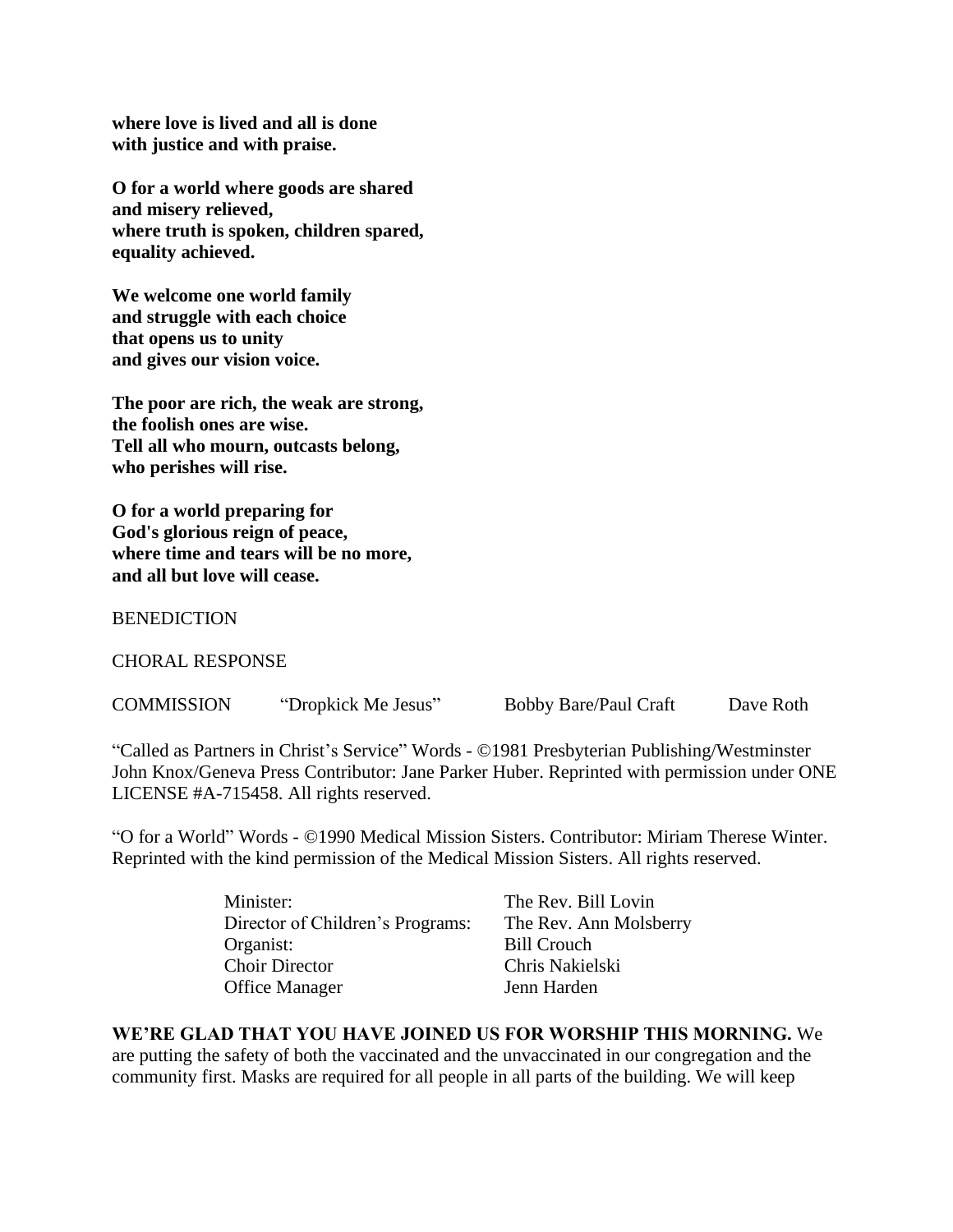**where love is lived and all is done**
**with justice and with praise.**

**O for a world where goods are shared**
**and misery relieved,**
**where truth is spoken, children spared,**
**equality achieved.**

**We welcome one world family**
**and struggle with each choice**
**that opens us to unity**
**and gives our vision voice.**

**The poor are rich, the weak are strong,**
**the foolish ones are wise.**
**Tell all who mourn, outcasts belong,**
**who perishes will rise.**

**O for a world preparing for**
**God's glorious reign of peace,**
**where time and tears will be no more,**
**and all but love will cease.**

BENEDICTION

CHORAL RESPONSE

COMMISSION "Dropkick Me Jesus" Bobby Bare/Paul Craft Dave Roth

"Called as Partners in Christ's Service" Words - ©1981 Presbyterian Publishing/Westminster John Knox/Geneva Press Contributor: Jane Parker Huber. Reprinted with permission under ONE LICENSE #A-715458. All rights reserved.

"O for a World" Words - ©1990 Medical Mission Sisters. Contributor: Miriam Therese Winter. Reprinted with the kind permission of the Medical Mission Sisters. All rights reserved.

| | |
|---|---|
| Minister: | The Rev. Bill Lovin |
| Director of Children's Programs: | The Rev. Ann Molsberry |
| Organist: | Bill Crouch |
| Choir Director | Chris Nakielski |
| Office Manager | Jenn Harden |

**WE'RE GLAD THAT YOU HAVE JOINED US FOR WORSHIP THIS MORNING.** We are putting the safety of both the vaccinated and the unvaccinated in our congregation and the community first. Masks are required for all people in all parts of the building. We will keep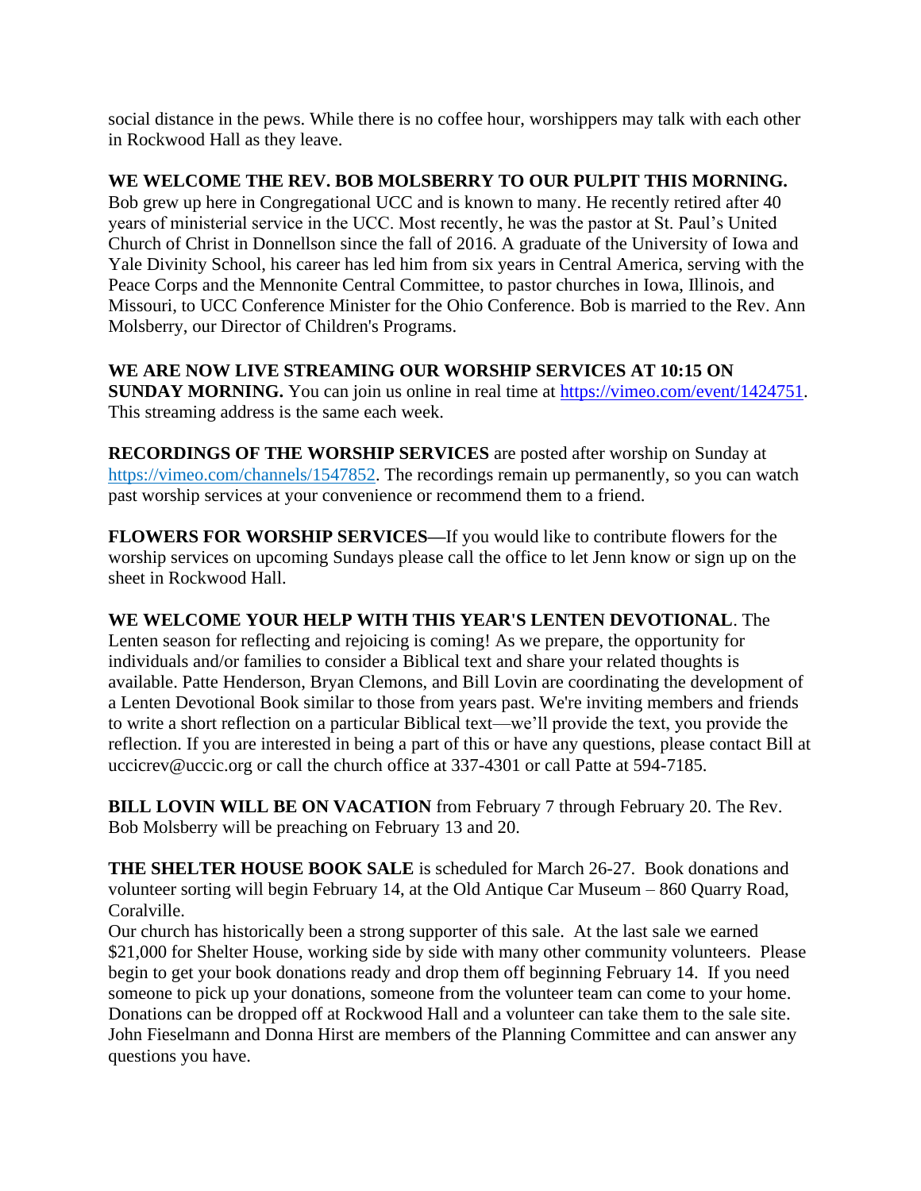social distance in the pews. While there is no coffee hour, worshippers may talk with each other in Rockwood Hall as they leave.

**WE WELCOME THE REV. BOB MOLSBERRY TO OUR PULPIT THIS MORNING.** Bob grew up here in Congregational UCC and is known to many. He recently retired after 40 years of ministerial service in the UCC. Most recently, he was the pastor at St. Paul's United Church of Christ in Donnellson since the fall of 2016. A graduate of the University of Iowa and Yale Divinity School, his career has led him from six years in Central America, serving with the Peace Corps and the Mennonite Central Committee, to pastor churches in Iowa, Illinois, and Missouri, to UCC Conference Minister for the Ohio Conference. Bob is married to the Rev. Ann Molsberry, our Director of Children's Programs.

**WE ARE NOW LIVE STREAMING OUR WORSHIP SERVICES AT 10:15 ON SUNDAY MORNING.** You can join us online in real time at https://vimeo.com/event/1424751. This streaming address is the same each week.

**RECORDINGS OF THE WORSHIP SERVICES** are posted after worship on Sunday at https://vimeo.com/channels/1547852. The recordings remain up permanently, so you can watch past worship services at your convenience or recommend them to a friend.

**FLOWERS FOR WORSHIP SERVICES—**If you would like to contribute flowers for the worship services on upcoming Sundays please call the office to let Jenn know or sign up on the sheet in Rockwood Hall.

**WE WELCOME YOUR HELP WITH THIS YEAR'S LENTEN DEVOTIONAL**. The Lenten season for reflecting and rejoicing is coming! As we prepare, the opportunity for individuals and/or families to consider a Biblical text and share your related thoughts is available. Patte Henderson, Bryan Clemons, and Bill Lovin are coordinating the development of a Lenten Devotional Book similar to those from years past. We're inviting members and friends to write a short reflection on a particular Biblical text—we'll provide the text, you provide the reflection. If you are interested in being a part of this or have any questions, please contact Bill at uccicrev@uccic.org or call the church office at 337-4301 or call Patte at 594-7185.

**BILL LOVIN WILL BE ON VACATION** from February 7 through February 20. The Rev. Bob Molsberry will be preaching on February 13 and 20.

**THE SHELTER HOUSE BOOK SALE** is scheduled for March 26-27. Book donations and volunteer sorting will begin February 14, at the Old Antique Car Museum – 860 Quarry Road, Coralville.

Our church has historically been a strong supporter of this sale. At the last sale we earned $21,000 for Shelter House, working side by side with many other community volunteers. Please begin to get your book donations ready and drop them off beginning February 14. If you need someone to pick up your donations, someone from the volunteer team can come to your home. Donations can be dropped off at Rockwood Hall and a volunteer can take them to the sale site. John Fieselmann and Donna Hirst are members of the Planning Committee and can answer any questions you have.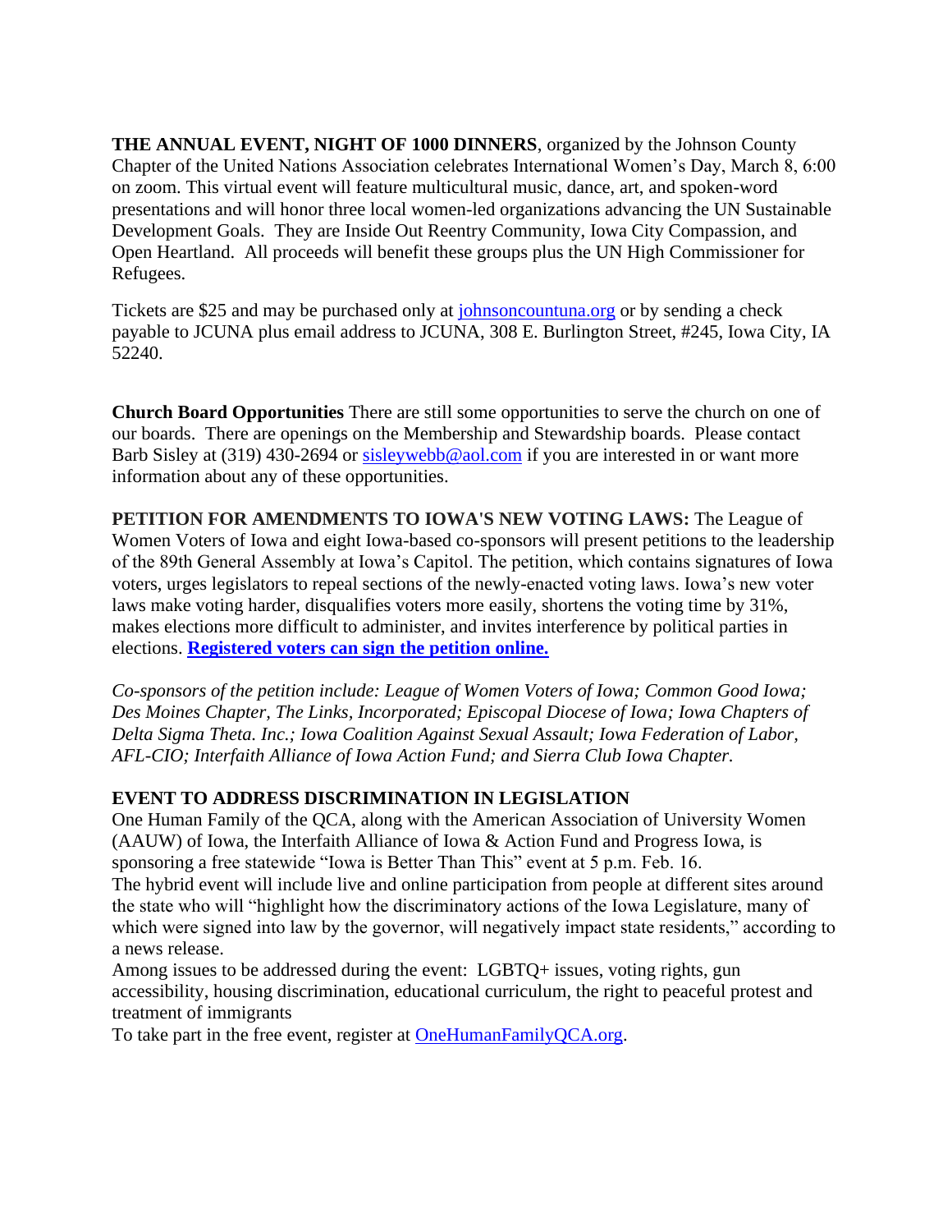**THE ANNUAL EVENT, NIGHT OF 1000 DINNERS**, organized by the Johnson County Chapter of the United Nations Association celebrates International Women's Day, March 8, 6:00 on zoom. This virtual event will feature multicultural music, dance, art, and spoken-word presentations and will honor three local women-led organizations advancing the UN Sustainable Development Goals. They are Inside Out Reentry Community, Iowa City Compassion, and Open Heartland. All proceeds will benefit these groups plus the UN High Commissioner for Refugees.

Tickets are $25 and may be purchased only at johnsoncountuna.org or by sending a check payable to JCUNA plus email address to JCUNA, 308 E. Burlington Street, #245, Iowa City, IA 52240.

**Church Board Opportunities** There are still some opportunities to serve the church on one of our boards. There are openings on the Membership and Stewardship boards. Please contact Barb Sisley at (319) 430-2694 or sisleywebb@aol.com if you are interested in or want more information about any of these opportunities.

**PETITION FOR AMENDMENTS TO IOWA'S NEW VOTING LAWS:** The League of Women Voters of Iowa and eight Iowa-based co-sponsors will present petitions to the leadership of the 89th General Assembly at Iowa's Capitol. The petition, which contains signatures of Iowa voters, urges legislators to repeal sections of the newly-enacted voting laws. Iowa's new voter laws make voting harder, disqualifies voters more easily, shortens the voting time by 31%, makes elections more difficult to administer, and invites interference by political parties in elections. **Registered voters can sign the petition online.**

*Co-sponsors of the petition include: League of Women Voters of Iowa; Common Good Iowa; Des Moines Chapter, The Links, Incorporated; Episcopal Diocese of Iowa; Iowa Chapters of Delta Sigma Theta. Inc.; Iowa Coalition Against Sexual Assault; Iowa Federation of Labor, AFL-CIO; Interfaith Alliance of Iowa Action Fund; and Sierra Club Iowa Chapter.*

**EVENT TO ADDRESS DISCRIMINATION IN LEGISLATION**

One Human Family of the QCA, along with the American Association of University Women (AAUW) of Iowa, the Interfaith Alliance of Iowa & Action Fund and Progress Iowa, is sponsoring a free statewide "Iowa is Better Than This" event at 5 p.m. Feb. 16.

The hybrid event will include live and online participation from people at different sites around the state who will "highlight how the discriminatory actions of the Iowa Legislature, many of which were signed into law by the governor, will negatively impact state residents," according to a news release.

Among issues to be addressed during the event: LGBTQ+ issues, voting rights, gun accessibility, housing discrimination, educational curriculum, the right to peaceful protest and treatment of immigrants

To take part in the free event, register at OneHumanFamilyQCA.org.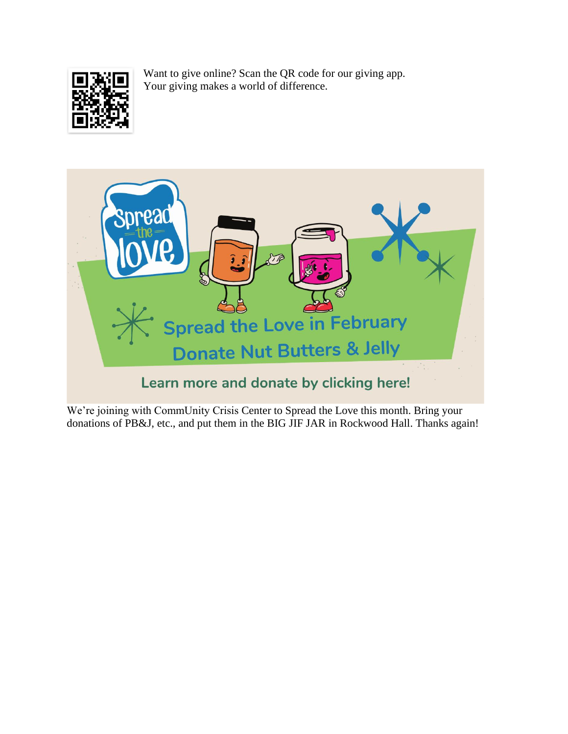Want to give online? Scan the QR code for our giving app.
Your giving makes a world of difference.

Spread the love

Spread the Love in February
Donate Nut Butters & Jelly

Learn more and donate by clicking here!

We're joining with CommUnity Crisis Center to Spread the Love this month. Bring your donations of PB&J, etc., and put them in the BIG JIF JAR in Rockwood Hall. Thanks again!